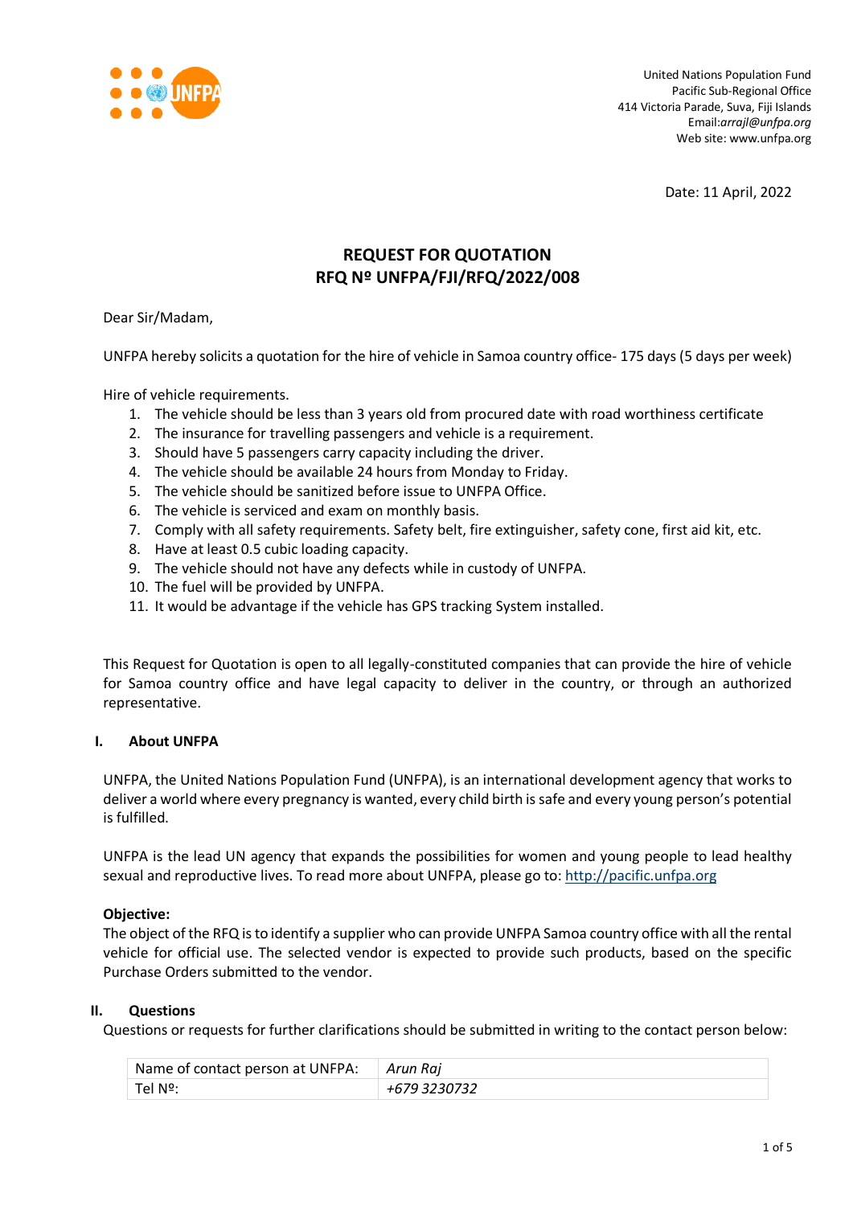United Nations Population Fund
Pacific Sub-Regional Office
414 Victoria Parade, Suva, Fiji Islands
Email:*arrajl@unfpa.org*
Web site: www.unfpa.org

Date: 11 April, 2022

# REQUEST FOR QUOTATION
# RFQ Nº UNFPA/FJI/RFQ/2022/008

Dear Sir/Madam,

UNFPA hereby solicits a quotation for the hire of vehicle in Samoa country office- 175 days (5 days per week)

Hire of vehicle requirements.

1. The vehicle should be less than 3 years old from procured date with road worthiness certificate
2. The insurance for travelling passengers and vehicle is a requirement.
3. Should have 5 passengers carry capacity including the driver.
4. The vehicle should be available 24 hours from Monday to Friday.
5. The vehicle should be sanitized before issue to UNFPA Office.
6. The vehicle is serviced and exam on monthly basis.
7. Comply with all safety requirements. Safety belt, fire extinguisher, safety cone, first aid kit, etc.
8. Have at least 0.5 cubic loading capacity.
9. The vehicle should not have any defects while in custody of UNFPA.
10. The fuel will be provided by UNFPA.
11. It would be advantage if the vehicle has GPS tracking System installed.

This Request for Quotation is open to all legally-constituted companies that can provide the hire of vehicle for Samoa country office and have legal capacity to deliver in the country, or through an authorized representative.

## I. About UNFPA

UNFPA, the United Nations Population Fund (UNFPA), is an international development agency that works to deliver a world where every pregnancy is wanted, every child birth is safe and every young person's potential is fulfilled.

UNFPA is the lead UN agency that expands the possibilities for women and young people to lead healthy sexual and reproductive lives. To read more about UNFPA, please go to: http://pacific.unfpa.org

**Objective:**
The object of the RFQ is to identify a supplier who can provide UNFPA Samoa country office with all the rental vehicle for official use. The selected vendor is expected to provide such products, based on the specific Purchase Orders submitted to the vendor.

## II. Questions

Questions or requests for further clarifications should be submitted in writing to the contact person below:

| Name of contact person at UNFPA: | *Arun Raj* |
|---|---|
| Tel Nº: | *+679 3230732* |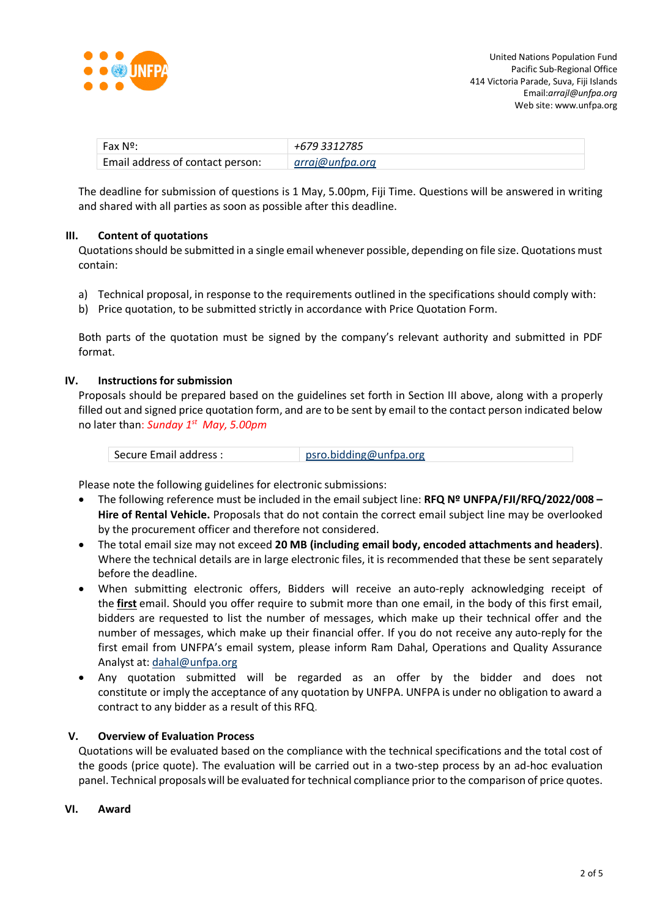United Nations Population Fund
Pacific Sub-Regional Office
414 Victoria Parade, Suva, Fiji Islands
Email:*arrajl@unfpa.org*
Web site: www.unfpa.org

| Fax Nº: | *+679 3312785* |
|---|---|
| Email address of contact person: | *arraj@unfpa.org* |

The deadline for submission of questions is 1 May, 5.00pm, Fiji Time. Questions will be answered in writing and shared with all parties as soon as possible after this deadline.

## III. Content of quotations

Quotations should be submitted in a single email whenever possible, depending on file size. Quotations must contain:

a) Technical proposal, in response to the requirements outlined in the specifications should comply with:
b) Price quotation, to be submitted strictly in accordance with Price Quotation Form.

Both parts of the quotation must be signed by the company's relevant authority and submitted in PDF format.

## IV. Instructions for submission

Proposals should be prepared based on the guidelines set forth in Section III above, along with a properly filled out and signed price quotation form, and are to be sent by email to the contact person indicated below no later than: *Sunday 1st May, 5.00pm*

| Secure Email address : | psro.bidding@unfpa.org |
|---|---|

Please note the following guidelines for electronic submissions:

- The following reference must be included in the email subject line: **RFQ Nº UNFPA/FJI/RFQ/2022/008 – Hire of Rental Vehicle.** Proposals that do not contain the correct email subject line may be overlooked by the procurement officer and therefore not considered.
- The total email size may not exceed **20 MB (including email body, encoded attachments and headers)**. Where the technical details are in large electronic files, it is recommended that these be sent separately before the deadline.
- When submitting electronic offers, Bidders will receive an auto-reply acknowledging receipt of the **first** email. Should you offer require to submit more than one email, in the body of this first email, bidders are requested to list the number of messages, which make up their technical offer and the number of messages, which make up their financial offer. If you do not receive any auto-reply for the first email from UNFPA's email system, please inform Ram Dahal, Operations and Quality Assurance Analyst at: dahal@unfpa.org
- Any quotation submitted will be regarded as an offer by the bidder and does not constitute or imply the acceptance of any quotation by UNFPA. UNFPA is under no obligation to award a contract to any bidder as a result of this RFQ.

## V. Overview of Evaluation Process

Quotations will be evaluated based on the compliance with the technical specifications and the total cost of the goods (price quote). The evaluation will be carried out in a two-step process by an ad-hoc evaluation panel. Technical proposals will be evaluated for technical compliance prior to the comparison of price quotes.

## VI. Award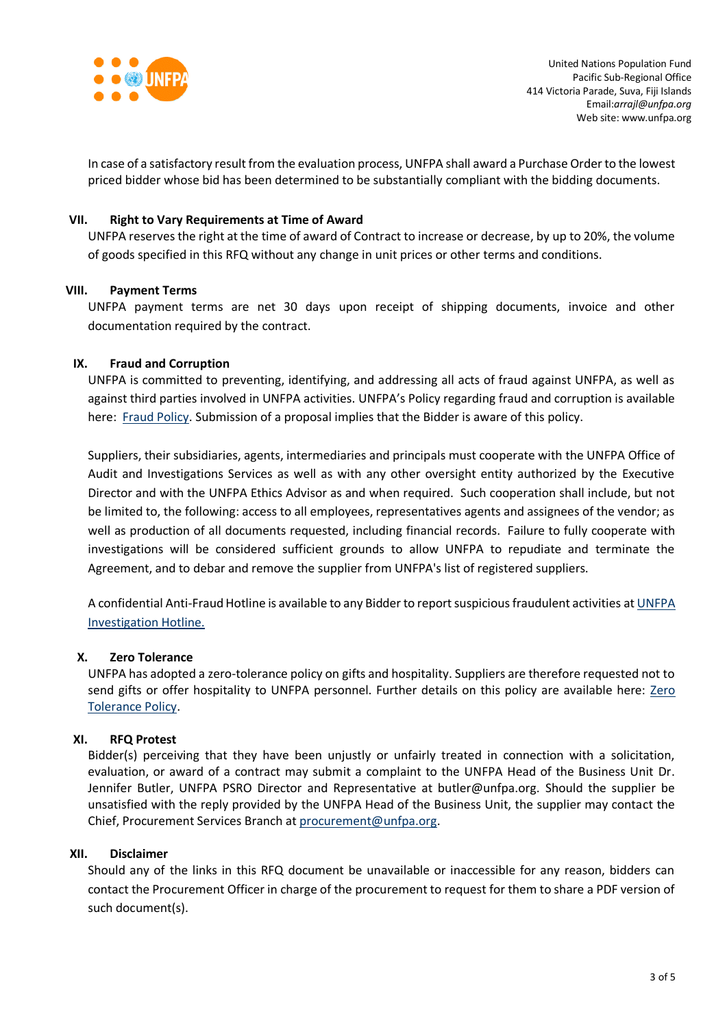In case of a satisfactory result from the evaluation process, UNFPA shall award a Purchase Order to the lowest priced bidder whose bid has been determined to be substantially compliant with the bidding documents.

## VII. Right to Vary Requirements at Time of Award

UNFPA reserves the right at the time of award of Contract to increase or decrease, by up to 20%, the volume of goods specified in this RFQ without any change in unit prices or other terms and conditions.

## VIII. Payment Terms

UNFPA payment terms are net 30 days upon receipt of shipping documents, invoice and other documentation required by the contract.

## IX. Fraud and Corruption

UNFPA is committed to preventing, identifying, and addressing all acts of fraud against UNFPA, as well as against third parties involved in UNFPA activities. UNFPA's Policy regarding fraud and corruption is available here: Fraud Policy. Submission of a proposal implies that the Bidder is aware of this policy.

Suppliers, their subsidiaries, agents, intermediaries and principals must cooperate with the UNFPA Office of Audit and Investigations Services as well as with any other oversight entity authorized by the Executive Director and with the UNFPA Ethics Advisor as and when required. Such cooperation shall include, but not be limited to, the following: access to all employees, representatives agents and assignees of the vendor; as well as production of all documents requested, including financial records. Failure to fully cooperate with investigations will be considered sufficient grounds to allow UNFPA to repudiate and terminate the Agreement, and to debar and remove the supplier from UNFPA's list of registered suppliers.

A confidential Anti-Fraud Hotline is available to any Bidder to report suspicious fraudulent activities at UNFPA Investigation Hotline.

## X. Zero Tolerance

UNFPA has adopted a zero-tolerance policy on gifts and hospitality. Suppliers are therefore requested not to send gifts or offer hospitality to UNFPA personnel. Further details on this policy are available here: Zero Tolerance Policy.

## XI. RFQ Protest

Bidder(s) perceiving that they have been unjustly or unfairly treated in connection with a solicitation, evaluation, or award of a contract may submit a complaint to the UNFPA Head of the Business Unit Dr. Jennifer Butler, UNFPA PSRO Director and Representative at butler@unfpa.org. Should the supplier be unsatisfied with the reply provided by the UNFPA Head of the Business Unit, the supplier may contact the Chief, Procurement Services Branch at procurement@unfpa.org.

## XII. Disclaimer

Should any of the links in this RFQ document be unavailable or inaccessible for any reason, bidders can contact the Procurement Officer in charge of the procurement to request for them to share a PDF version of such document(s).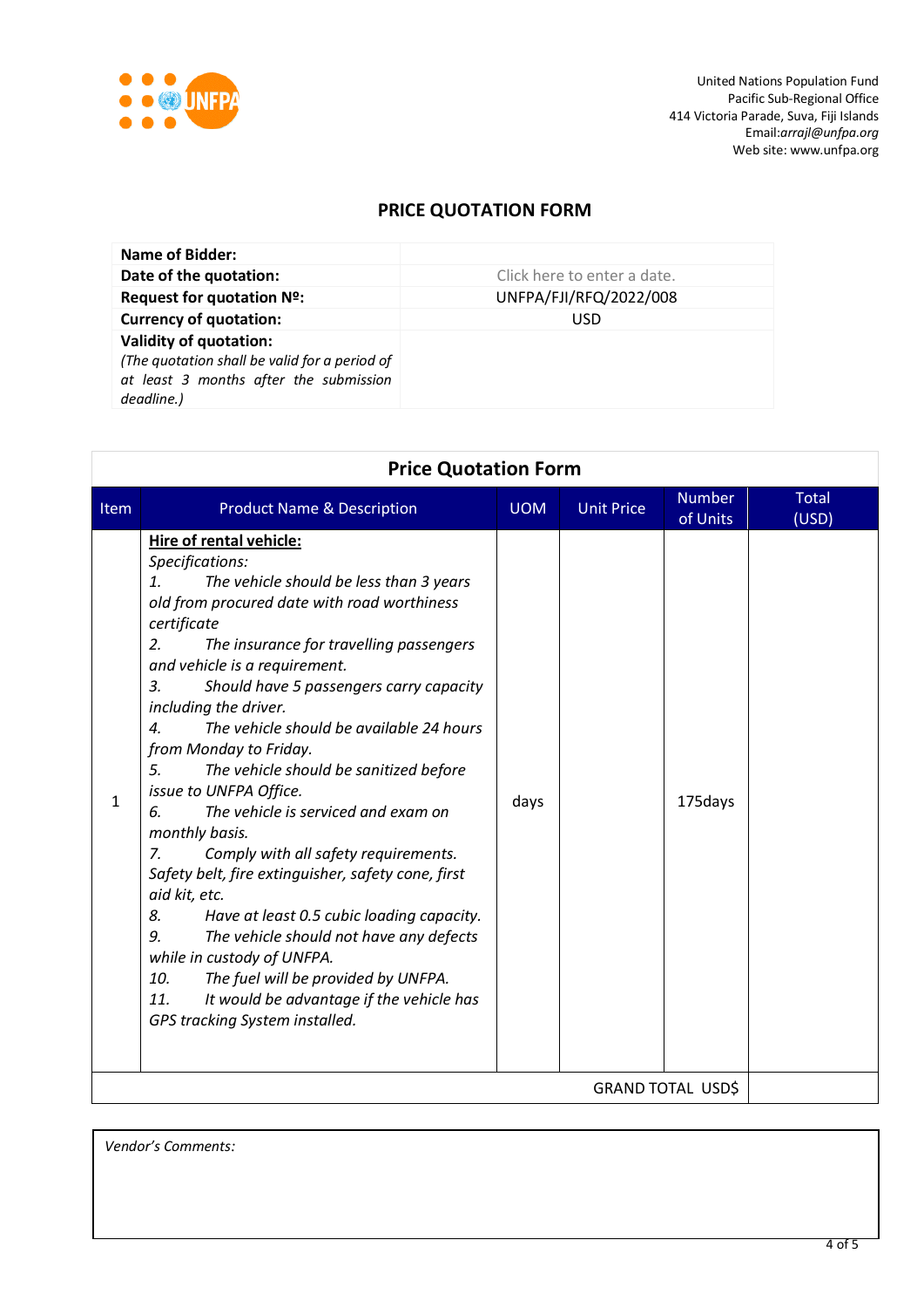United Nations Population Fund
Pacific Sub-Regional Office
414 Victoria Parade, Suva, Fiji Islands
Email:*arrajl@unfpa.org*
Web site: www.unfpa.org

## PRICE QUOTATION FORM

| **Name of Bidder:** | |
|---|---|
| **Date of the quotation:** | Click here to enter a date. |
| **Request for quotation Nº:** | UNFPA/FJI/RFQ/2022/008 |
| **Currency of quotation:** | USD |
| **Validity of quotation:** *(The quotation shall be valid for a period of at least 3 months after the submission deadline.)* | |

### Price Quotation Form

| Item | Product Name & Description | UOM | Unit Price | Number of Units | Total (USD) |
|---|---|---|---|---|---|
| 1 | **Hire of rental vehicle:**<br>*Specifications:*<br>*1. The vehicle should be less than 3 years old from procured date with road worthiness certificate*<br>*2. The insurance for travelling passengers and vehicle is a requirement.*<br>*3. Should have 5 passengers carry capacity including the driver.*<br>*4. The vehicle should be available 24 hours from Monday to Friday.*<br>*5. The vehicle should be sanitized before issue to UNFPA Office.*<br>*6. The vehicle is serviced and exam on monthly basis.*<br>*7. Comply with all safety requirements. Safety belt, fire extinguisher, safety cone, first aid kit, etc.*<br>*8. Have at least 0.5 cubic loading capacity.*<br>*9. The vehicle should not have any defects while in custody of UNFPA.*<br>*10. The fuel will be provided by UNFPA.*<br>*11. It would be advantage if the vehicle has GPS tracking System installed.* | days | | 175days | |
| | | | | GRAND TOTAL USD$ | |

*Vendor's Comments:*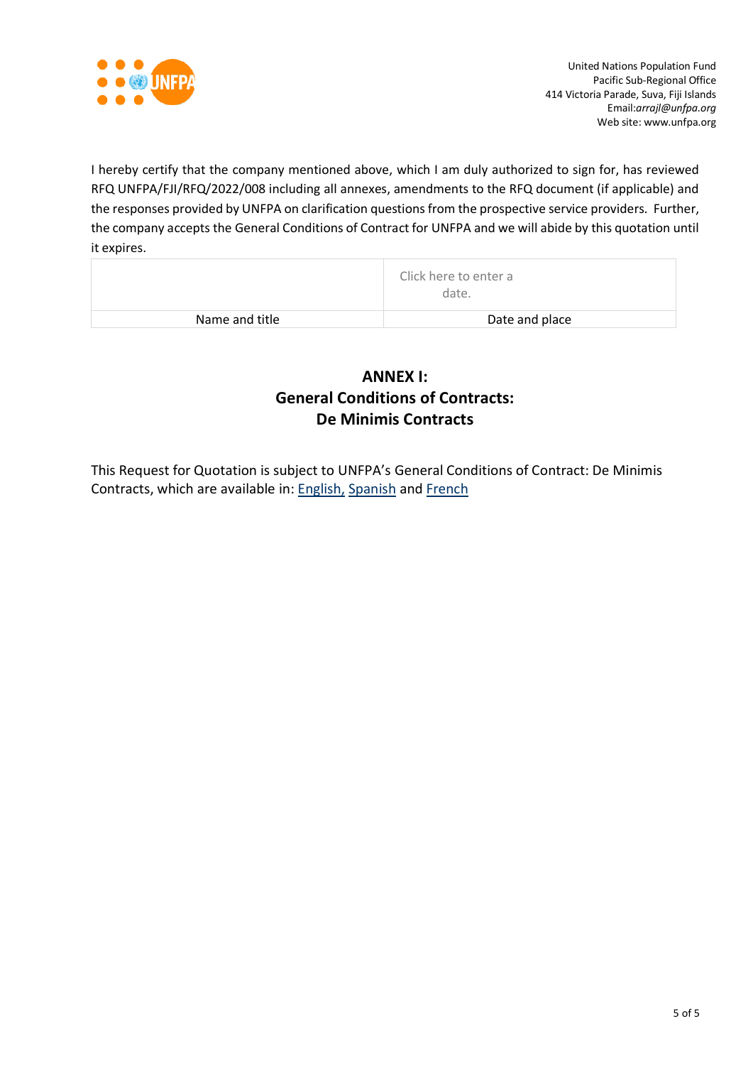United Nations Population Fund
Pacific Sub-Regional Office
414 Victoria Parade, Suva, Fiji Islands
Email:*arrajl@unfpa.org*
Web site: www.unfpa.org

I hereby certify that the company mentioned above, which I am duly authorized to sign for, has reviewed RFQ UNFPA/FJI/RFQ/2022/008 including all annexes, amendments to the RFQ document (if applicable) and the responses provided by UNFPA on clarification questions from the prospective service providers. Further, the company accepts the General Conditions of Contract for UNFPA and we will abide by this quotation until it expires.

| | |
|---|---|
| | Click here to enter a date. |
| Name and title | Date and place |

## ANNEX I:
## General Conditions of Contracts:
## De Minimis Contracts

This Request for Quotation is subject to UNFPA's General Conditions of Contract: De Minimis Contracts, which are available in: English, Spanish and French